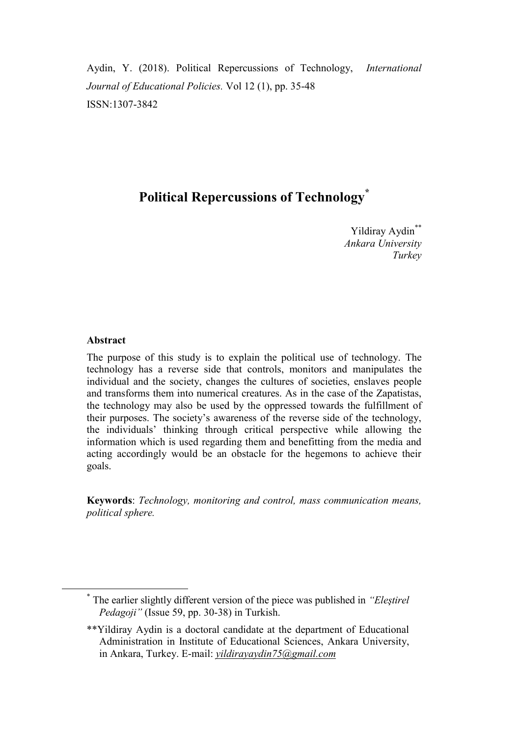Aydin, Y. (2018). Political Repercussions of Technology, *International Journal of Educational Policies.* Vol 12 (1), pp. 35-48
ISSN:1307-3842

# Political Repercussions of Technology[*]

Yildiray Aydin[**]
*Ankara University*
*Turkey*

**Abstract**

The purpose of this study is to explain the political use of technology. The technology has a reverse side that controls, monitors and manipulates the individual and the society, changes the cultures of societies, enslaves people and transforms them into numerical creatures. As in the case of the Zapatistas, the technology may also be used by the oppressed towards the fulfillment of their purposes. The society's awareness of the reverse side of the technology, the individuals' thinking through critical perspective while allowing the information which is used regarding them and benefitting from the media and acting accordingly would be an obstacle for the hegemons to achieve their goals.

**Keywords**: *Technology, monitoring and control, mass communication means, political sphere.*

---

[*] The earlier slightly different version of the piece was published in *"Eleştirel Pedagoji"* (Issue 59, pp. 30-38) in Turkish.

[**]Yildiray Aydin is a doctoral candidate at the department of Educational Administration in Institute of Educational Sciences, Ankara University, in Ankara, Turkey. E-mail: *yildirayaydin75@gmail.com*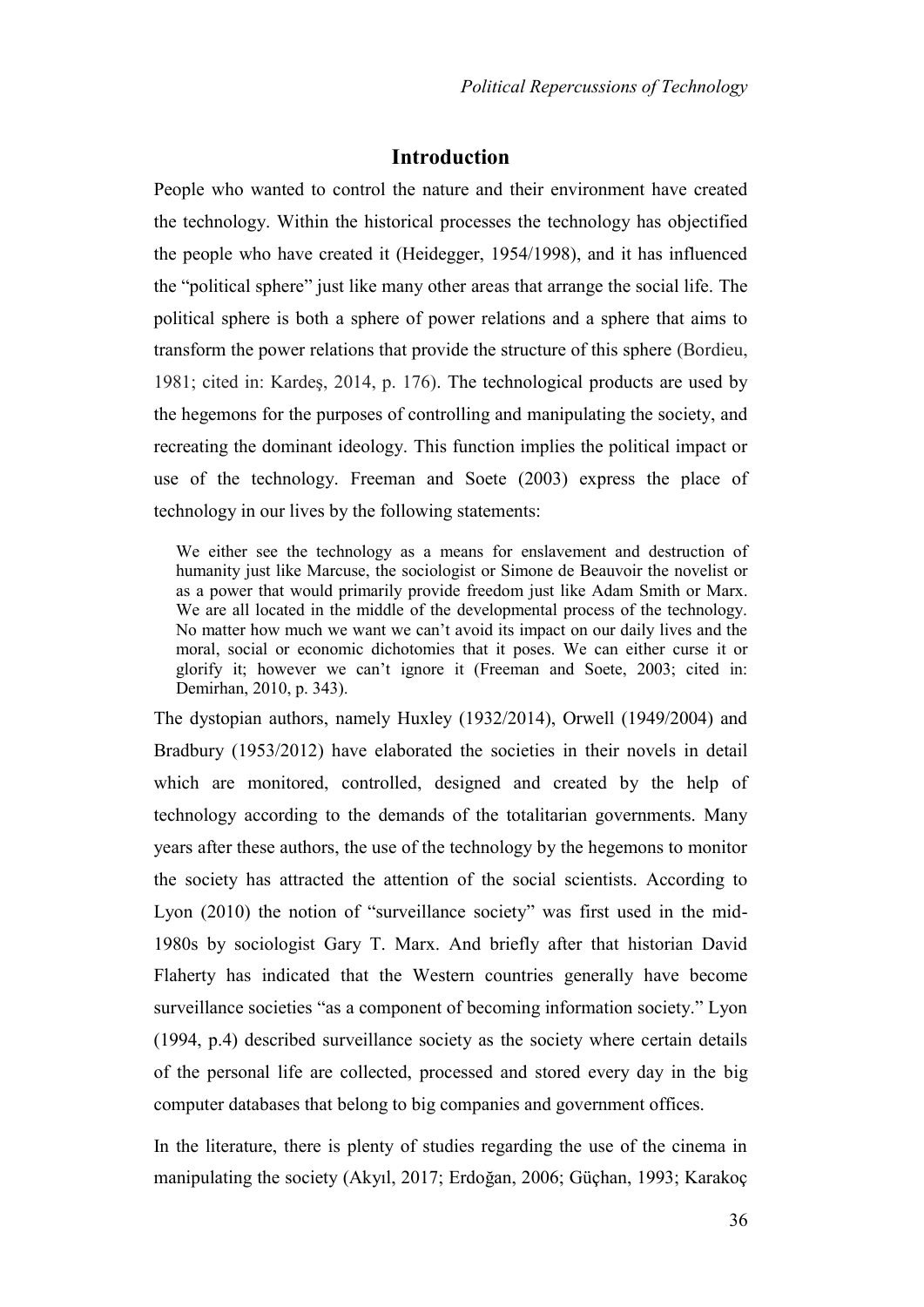## Introduction

People who wanted to control the nature and their environment have created the technology. Within the historical processes the technology has objectified the people who have created it (Heidegger, 1954/1998), and it has influenced the "political sphere" just like many other areas that arrange the social life. The political sphere is both a sphere of power relations and a sphere that aims to transform the power relations that provide the structure of this sphere (Bordieu, 1981; cited in: Kardeş, 2014, p. 176). The technological products are used by the hegemons for the purposes of controlling and manipulating the society, and recreating the dominant ideology. This function implies the political impact or use of the technology. Freeman and Soete (2003) express the place of technology in our lives by the following statements:

> We either see the technology as a means for enslavement and destruction of humanity just like Marcuse, the sociologist or Simone de Beauvoir the novelist or as a power that would primarily provide freedom just like Adam Smith or Marx. We are all located in the middle of the developmental process of the technology. No matter how much we want we can't avoid its impact on our daily lives and the moral, social or economic dichotomies that it poses. We can either curse it or glorify it; however we can't ignore it (Freeman and Soete, 2003; cited in: Demirhan, 2010, p. 343).

The dystopian authors, namely Huxley (1932/2014), Orwell (1949/2004) and Bradbury (1953/2012) have elaborated the societies in their novels in detail which are monitored, controlled, designed and created by the help of technology according to the demands of the totalitarian governments. Many years after these authors, the use of the technology by the hegemons to monitor the society has attracted the attention of the social scientists. According to Lyon (2010) the notion of "surveillance society" was first used in the mid-1980s by sociologist Gary T. Marx. And briefly after that historian David Flaherty has indicated that the Western countries generally have become surveillance societies "as a component of becoming information society." Lyon (1994, p.4) described surveillance society as the society where certain details of the personal life are collected, processed and stored every day in the big computer databases that belong to big companies and government offices.

In the literature, there is plenty of studies regarding the use of the cinema in manipulating the society (Akyıl, 2017; Erdoğan, 2006; Güçhan, 1993; Karakoç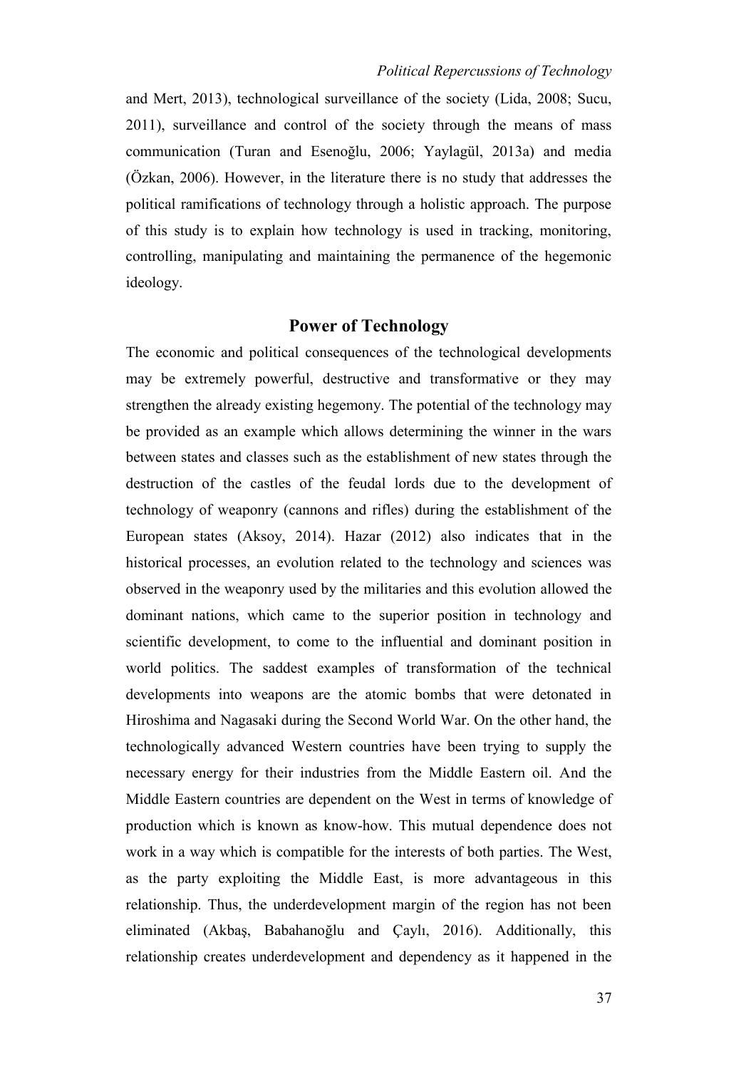and Mert, 2013), technological surveillance of the society (Lida, 2008; Sucu, 2011), surveillance and control of the society through the means of mass communication (Turan and Esenoğlu, 2006; Yaylagül, 2013a) and media (Özkan, 2006). However, in the literature there is no study that addresses the political ramifications of technology through a holistic approach. The purpose of this study is to explain how technology is used in tracking, monitoring, controlling, manipulating and maintaining the permanence of the hegemonic ideology.

## Power of Technology

The economic and political consequences of the technological developments may be extremely powerful, destructive and transformative or they may strengthen the already existing hegemony. The potential of the technology may be provided as an example which allows determining the winner in the wars between states and classes such as the establishment of new states through the destruction of the castles of the feudal lords due to the development of technology of weaponry (cannons and rifles) during the establishment of the European states (Aksoy, 2014). Hazar (2012) also indicates that in the historical processes, an evolution related to the technology and sciences was observed in the weaponry used by the militaries and this evolution allowed the dominant nations, which came to the superior position in technology and scientific development, to come to the influential and dominant position in world politics. The saddest examples of transformation of the technical developments into weapons are the atomic bombs that were detonated in Hiroshima and Nagasaki during the Second World War. On the other hand, the technologically advanced Western countries have been trying to supply the necessary energy for their industries from the Middle Eastern oil. And the Middle Eastern countries are dependent on the West in terms of knowledge of production which is known as know-how. This mutual dependence does not work in a way which is compatible for the interests of both parties. The West, as the party exploiting the Middle East, is more advantageous in this relationship. Thus, the underdevelopment margin of the region has not been eliminated (Akbaş, Babahanoğlu and Çaylı, 2016). Additionally, this relationship creates underdevelopment and dependency as it happened in the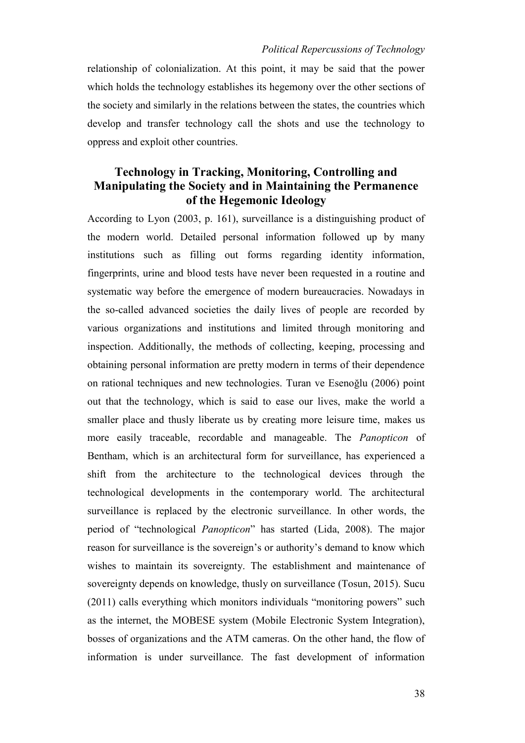relationship of colonialization. At this point, it may be said that the power which holds the technology establishes its hegemony over the other sections of the society and similarly in the relations between the states, the countries which develop and transfer technology call the shots and use the technology to oppress and exploit other countries.

## Technology in Tracking, Monitoring, Controlling and Manipulating the Society and in Maintaining the Permanence of the Hegemonic Ideology

According to Lyon (2003, p. 161), surveillance is a distinguishing product of the modern world. Detailed personal information followed up by many institutions such as filling out forms regarding identity information, fingerprints, urine and blood tests have never been requested in a routine and systematic way before the emergence of modern bureaucracies. Nowadays in the so-called advanced societies the daily lives of people are recorded by various organizations and institutions and limited through monitoring and inspection. Additionally, the methods of collecting, keeping, processing and obtaining personal information are pretty modern in terms of their dependence on rational techniques and new technologies. Turan ve Esenoğlu (2006) point out that the technology, which is said to ease our lives, make the world a smaller place and thusly liberate us by creating more leisure time, makes us more easily traceable, recordable and manageable. The *Panopticon* of Bentham, which is an architectural form for surveillance, has experienced a shift from the architecture to the technological devices through the technological developments in the contemporary world. The architectural surveillance is replaced by the electronic surveillance. In other words, the period of "technological *Panopticon*" has started (Lida, 2008). The major reason for surveillance is the sovereign's or authority's demand to know which wishes to maintain its sovereignty. The establishment and maintenance of sovereignty depends on knowledge, thusly on surveillance (Tosun, 2015). Sucu (2011) calls everything which monitors individuals "monitoring powers" such as the internet, the MOBESE system (Mobile Electronic System Integration), bosses of organizations and the ATM cameras. On the other hand, the flow of information is under surveillance. The fast development of information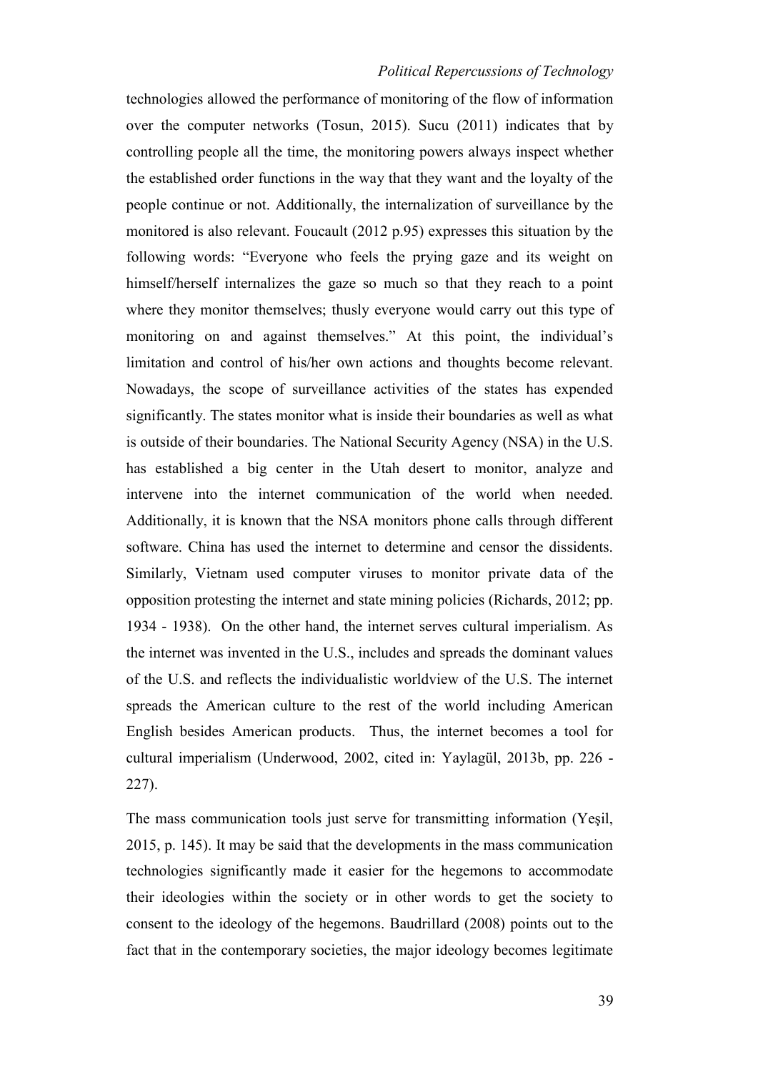technologies allowed the performance of monitoring of the flow of information over the computer networks (Tosun, 2015). Sucu (2011) indicates that by controlling people all the time, the monitoring powers always inspect whether the established order functions in the way that they want and the loyalty of the people continue or not. Additionally, the internalization of surveillance by the monitored is also relevant. Foucault (2012 p.95) expresses this situation by the following words: "Everyone who feels the prying gaze and its weight on himself/herself internalizes the gaze so much so that they reach to a point where they monitor themselves; thusly everyone would carry out this type of monitoring on and against themselves." At this point, the individual's limitation and control of his/her own actions and thoughts become relevant. Nowadays, the scope of surveillance activities of the states has expended significantly. The states monitor what is inside their boundaries as well as what is outside of their boundaries. The National Security Agency (NSA) in the U.S. has established a big center in the Utah desert to monitor, analyze and intervene into the internet communication of the world when needed. Additionally, it is known that the NSA monitors phone calls through different software. China has used the internet to determine and censor the dissidents. Similarly, Vietnam used computer viruses to monitor private data of the opposition protesting the internet and state mining policies (Richards, 2012; pp. 1934 - 1938). On the other hand, the internet serves cultural imperialism. As the internet was invented in the U.S., includes and spreads the dominant values of the U.S. and reflects the individualistic worldview of the U.S. The internet spreads the American culture to the rest of the world including American English besides American products. Thus, the internet becomes a tool for cultural imperialism (Underwood, 2002, cited in: Yaylagül, 2013b, pp. 226 - 227).

The mass communication tools just serve for transmitting information (Yeşil, 2015, p. 145). It may be said that the developments in the mass communication technologies significantly made it easier for the hegemons to accommodate their ideologies within the society or in other words to get the society to consent to the ideology of the hegemons. Baudrillard (2008) points out to the fact that in the contemporary societies, the major ideology becomes legitimate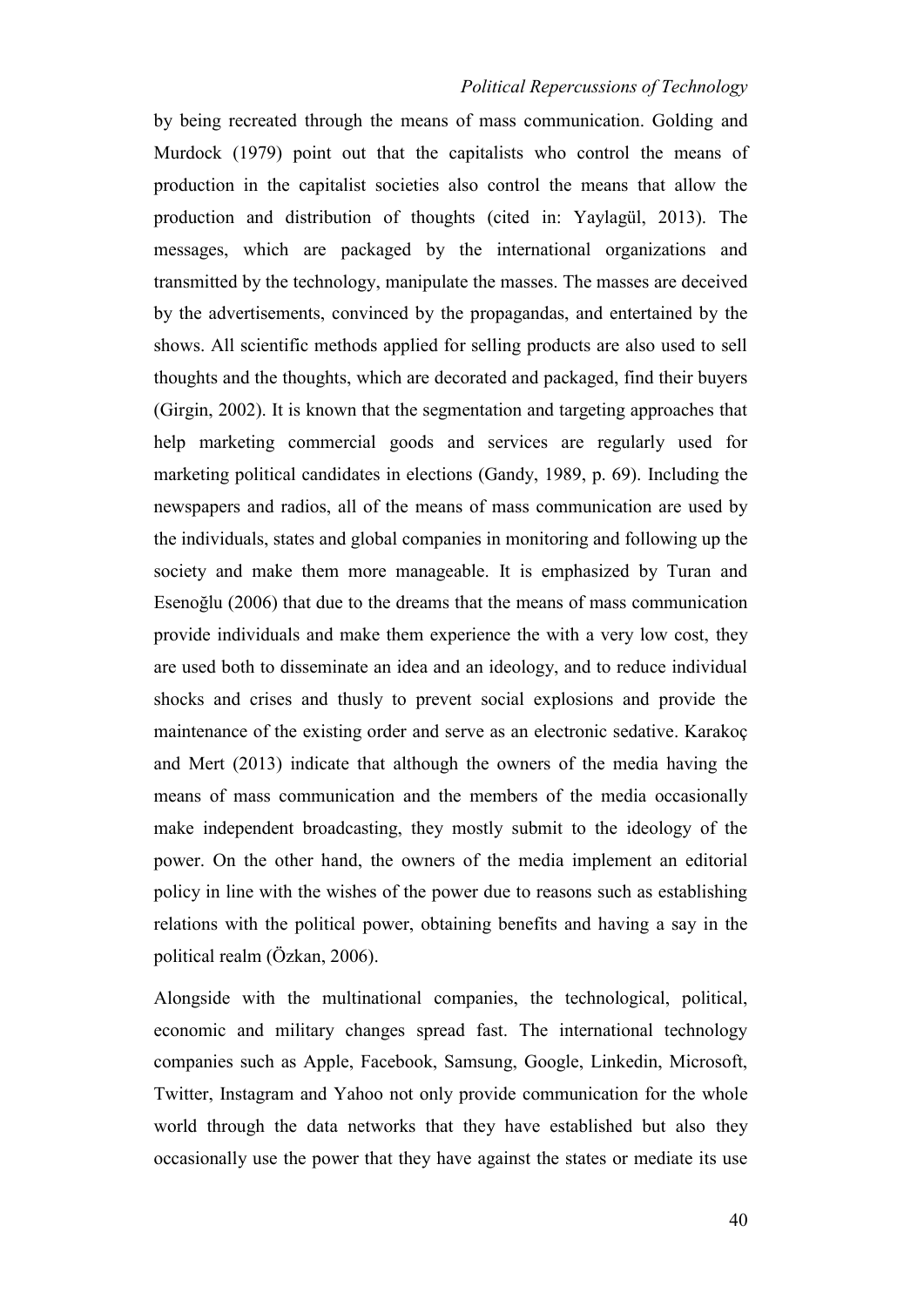by being recreated through the means of mass communication. Golding and Murdock (1979) point out that the capitalists who control the means of production in the capitalist societies also control the means that allow the production and distribution of thoughts (cited in: Yaylagül, 2013). The messages, which are packaged by the international organizations and transmitted by the technology, manipulate the masses. The masses are deceived by the advertisements, convinced by the propagandas, and entertained by the shows. All scientific methods applied for selling products are also used to sell thoughts and the thoughts, which are decorated and packaged, find their buyers (Girgin, 2002). It is known that the segmentation and targeting approaches that help marketing commercial goods and services are regularly used for marketing political candidates in elections (Gandy, 1989, p. 69). Including the newspapers and radios, all of the means of mass communication are used by the individuals, states and global companies in monitoring and following up the society and make them more manageable. It is emphasized by Turan and Esenoğlu (2006) that due to the dreams that the means of mass communication provide individuals and make them experience the with a very low cost, they are used both to disseminate an idea and an ideology, and to reduce individual shocks and crises and thusly to prevent social explosions and provide the maintenance of the existing order and serve as an electronic sedative. Karakoç and Mert (2013) indicate that although the owners of the media having the means of mass communication and the members of the media occasionally make independent broadcasting, they mostly submit to the ideology of the power. On the other hand, the owners of the media implement an editorial policy in line with the wishes of the power due to reasons such as establishing relations with the political power, obtaining benefits and having a say in the political realm (Özkan, 2006).

Alongside with the multinational companies, the technological, political, economic and military changes spread fast. The international technology companies such as Apple, Facebook, Samsung, Google, Linkedin, Microsoft, Twitter, Instagram and Yahoo not only provide communication for the whole world through the data networks that they have established but also they occasionally use the power that they have against the states or mediate its use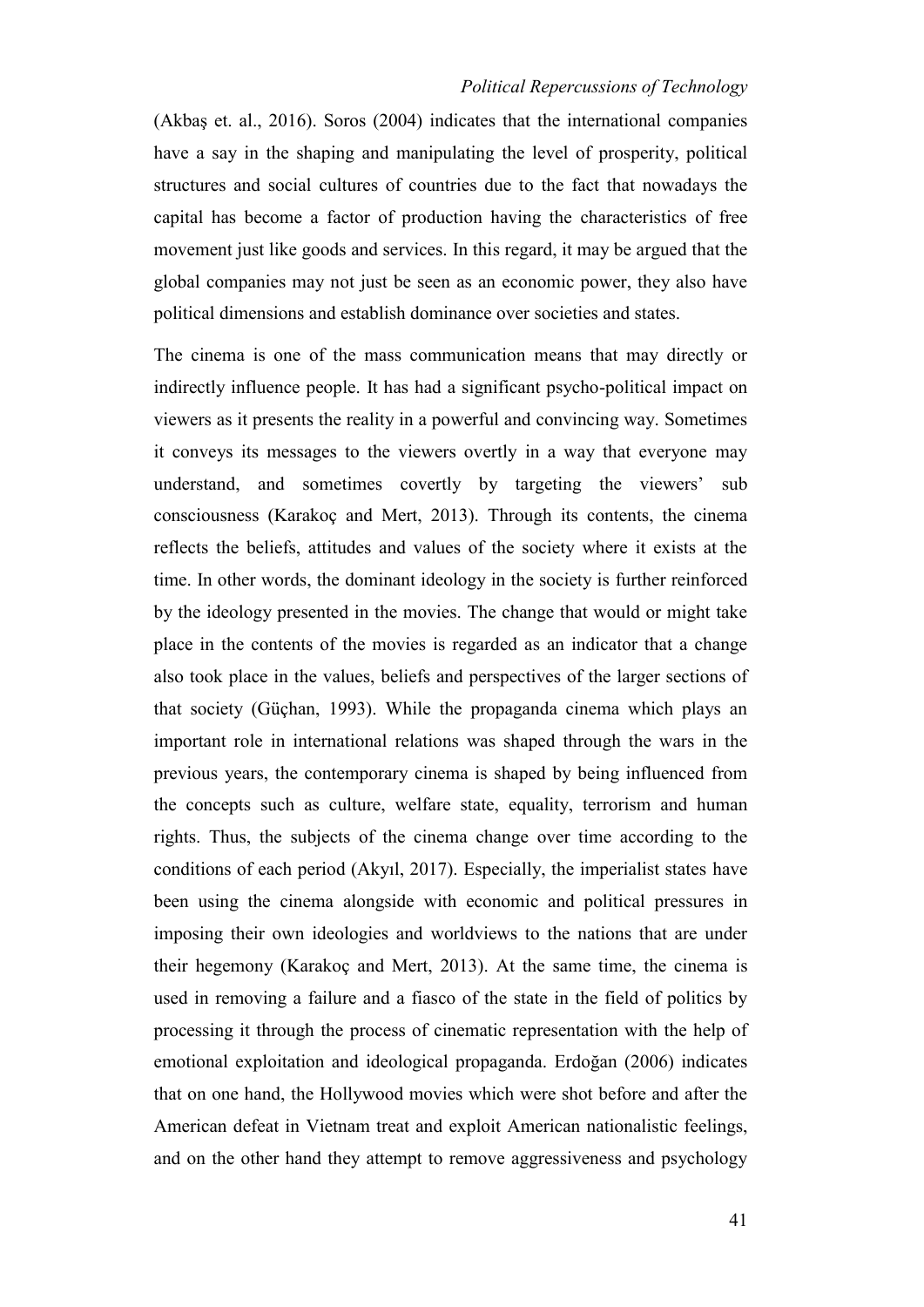(Akbaş et. al., 2016). Soros (2004) indicates that the international companies have a say in the shaping and manipulating the level of prosperity, political structures and social cultures of countries due to the fact that nowadays the capital has become a factor of production having the characteristics of free movement just like goods and services. In this regard, it may be argued that the global companies may not just be seen as an economic power, they also have political dimensions and establish dominance over societies and states.

The cinema is one of the mass communication means that may directly or indirectly influence people. It has had a significant psycho-political impact on viewers as it presents the reality in a powerful and convincing way. Sometimes it conveys its messages to the viewers overtly in a way that everyone may understand, and sometimes covertly by targeting the viewers' sub consciousness (Karakoç and Mert, 2013). Through its contents, the cinema reflects the beliefs, attitudes and values of the society where it exists at the time. In other words, the dominant ideology in the society is further reinforced by the ideology presented in the movies. The change that would or might take place in the contents of the movies is regarded as an indicator that a change also took place in the values, beliefs and perspectives of the larger sections of that society (Güçhan, 1993). While the propaganda cinema which plays an important role in international relations was shaped through the wars in the previous years, the contemporary cinema is shaped by being influenced from the concepts such as culture, welfare state, equality, terrorism and human rights. Thus, the subjects of the cinema change over time according to the conditions of each period (Akyıl, 2017). Especially, the imperialist states have been using the cinema alongside with economic and political pressures in imposing their own ideologies and worldviews to the nations that are under their hegemony (Karakoç and Mert, 2013). At the same time, the cinema is used in removing a failure and a fiasco of the state in the field of politics by processing it through the process of cinematic representation with the help of emotional exploitation and ideological propaganda. Erdoğan (2006) indicates that on one hand, the Hollywood movies which were shot before and after the American defeat in Vietnam treat and exploit American nationalistic feelings, and on the other hand they attempt to remove aggressiveness and psychology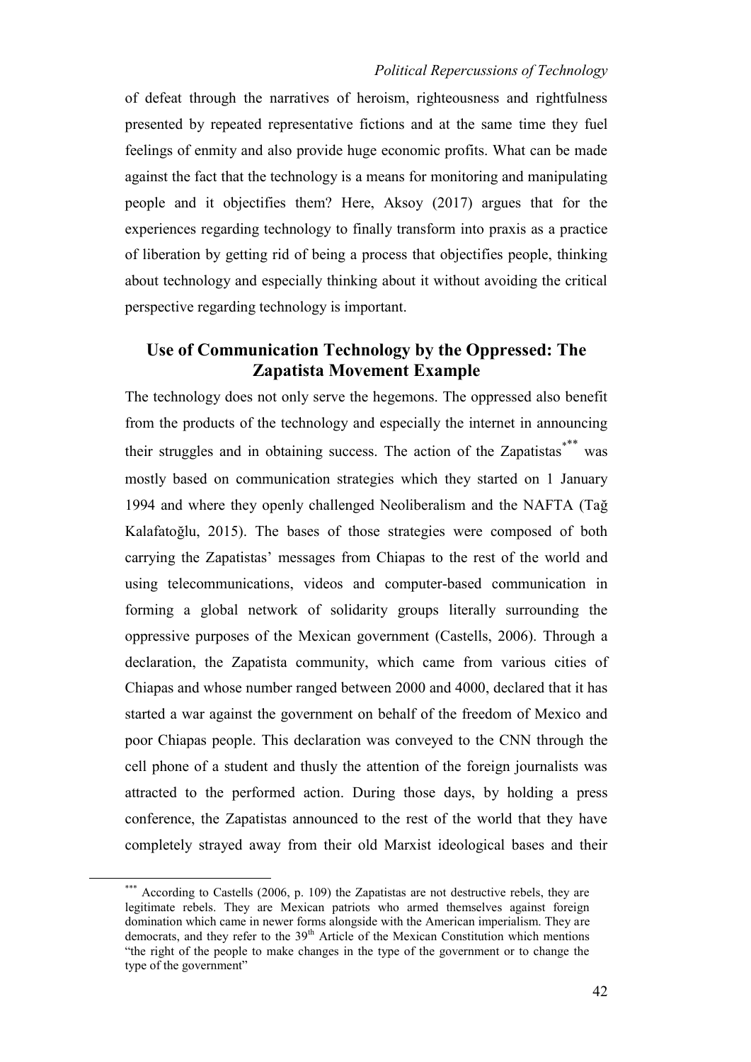of defeat through the narratives of heroism, righteousness and rightfulness presented by repeated representative fictions and at the same time they fuel feelings of enmity and also provide huge economic profits. What can be made against the fact that the technology is a means for monitoring and manipulating people and it objectifies them? Here, Aksoy (2017) argues that for the experiences regarding technology to finally transform into praxis as a practice of liberation by getting rid of being a process that objectifies people, thinking about technology and especially thinking about it without avoiding the critical perspective regarding technology is important.

## Use of Communication Technology by the Oppressed: The Zapatista Movement Example

The technology does not only serve the hegemons. The oppressed also benefit from the products of the technology and especially the internet in announcing their struggles and in obtaining success. The action of the Zapatistas[***] was mostly based on communication strategies which they started on 1 January 1994 and where they openly challenged Neoliberalism and the NAFTA (Tağ Kalafatoğlu, 2015). The bases of those strategies were composed of both carrying the Zapatistas' messages from Chiapas to the rest of the world and using telecommunications, videos and computer-based communication in forming a global network of solidarity groups literally surrounding the oppressive purposes of the Mexican government (Castells, 2006). Through a declaration, the Zapatista community, which came from various cities of Chiapas and whose number ranged between 2000 and 4000, declared that it has started a war against the government on behalf of the freedom of Mexico and poor Chiapas people. This declaration was conveyed to the CNN through the cell phone of a student and thusly the attention of the foreign journalists was attracted to the performed action. During those days, by holding a press conference, the Zapatistas announced to the rest of the world that they have completely strayed away from their old Marxist ideological bases and their

[***] According to Castells (2006, p. 109) the Zapatistas are not destructive rebels, they are legitimate rebels. They are Mexican patriots who armed themselves against foreign domination which came in newer forms alongside with the American imperialism. They are democrats, and they refer to the 39th Article of the Mexican Constitution which mentions "the right of the people to make changes in the type of the government or to change the type of the government"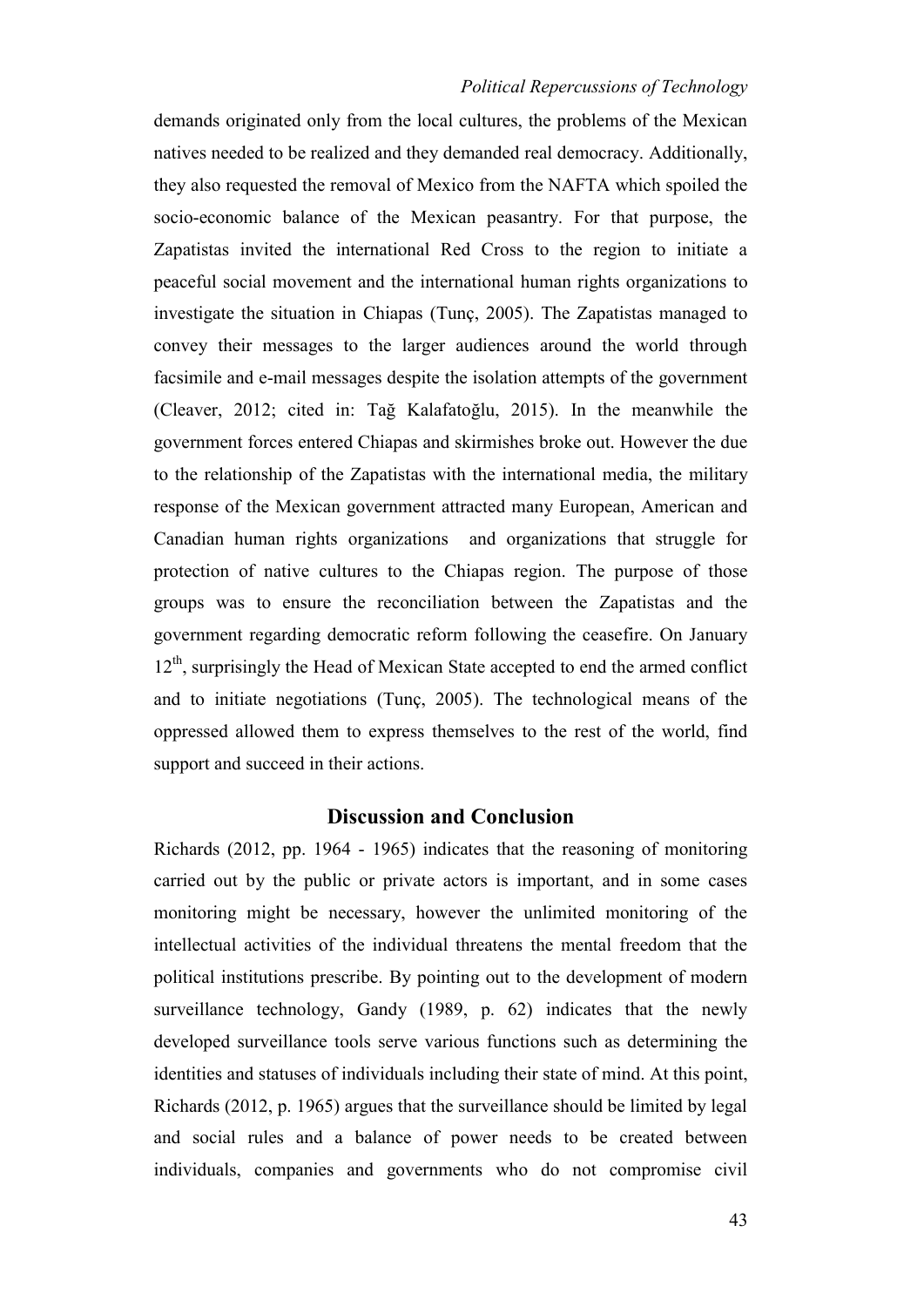demands originated only from the local cultures, the problems of the Mexican natives needed to be realized and they demanded real democracy. Additionally, they also requested the removal of Mexico from the NAFTA which spoiled the socio-economic balance of the Mexican peasantry. For that purpose, the Zapatistas invited the international Red Cross to the region to initiate a peaceful social movement and the international human rights organizations to investigate the situation in Chiapas (Tunç, 2005). The Zapatistas managed to convey their messages to the larger audiences around the world through facsimile and e-mail messages despite the isolation attempts of the government (Cleaver, 2012; cited in: Tağ Kalafatoğlu, 2015). In the meanwhile the government forces entered Chiapas and skirmishes broke out. However the due to the relationship of the Zapatistas with the international media, the military response of the Mexican government attracted many European, American and Canadian human rights organizations and organizations that struggle for protection of native cultures to the Chiapas region. The purpose of those groups was to ensure the reconciliation between the Zapatistas and the government regarding democratic reform following the ceasefire. On January 12th, surprisingly the Head of Mexican State accepted to end the armed conflict and to initiate negotiations (Tunç, 2005). The technological means of the oppressed allowed them to express themselves to the rest of the world, find support and succeed in their actions.

## Discussion and Conclusion

Richards (2012, pp. 1964 - 1965) indicates that the reasoning of monitoring carried out by the public or private actors is important, and in some cases monitoring might be necessary, however the unlimited monitoring of the intellectual activities of the individual threatens the mental freedom that the political institutions prescribe. By pointing out to the development of modern surveillance technology, Gandy (1989, p. 62) indicates that the newly developed surveillance tools serve various functions such as determining the identities and statuses of individuals including their state of mind. At this point, Richards (2012, p. 1965) argues that the surveillance should be limited by legal and social rules and a balance of power needs to be created between individuals, companies and governments who do not compromise civil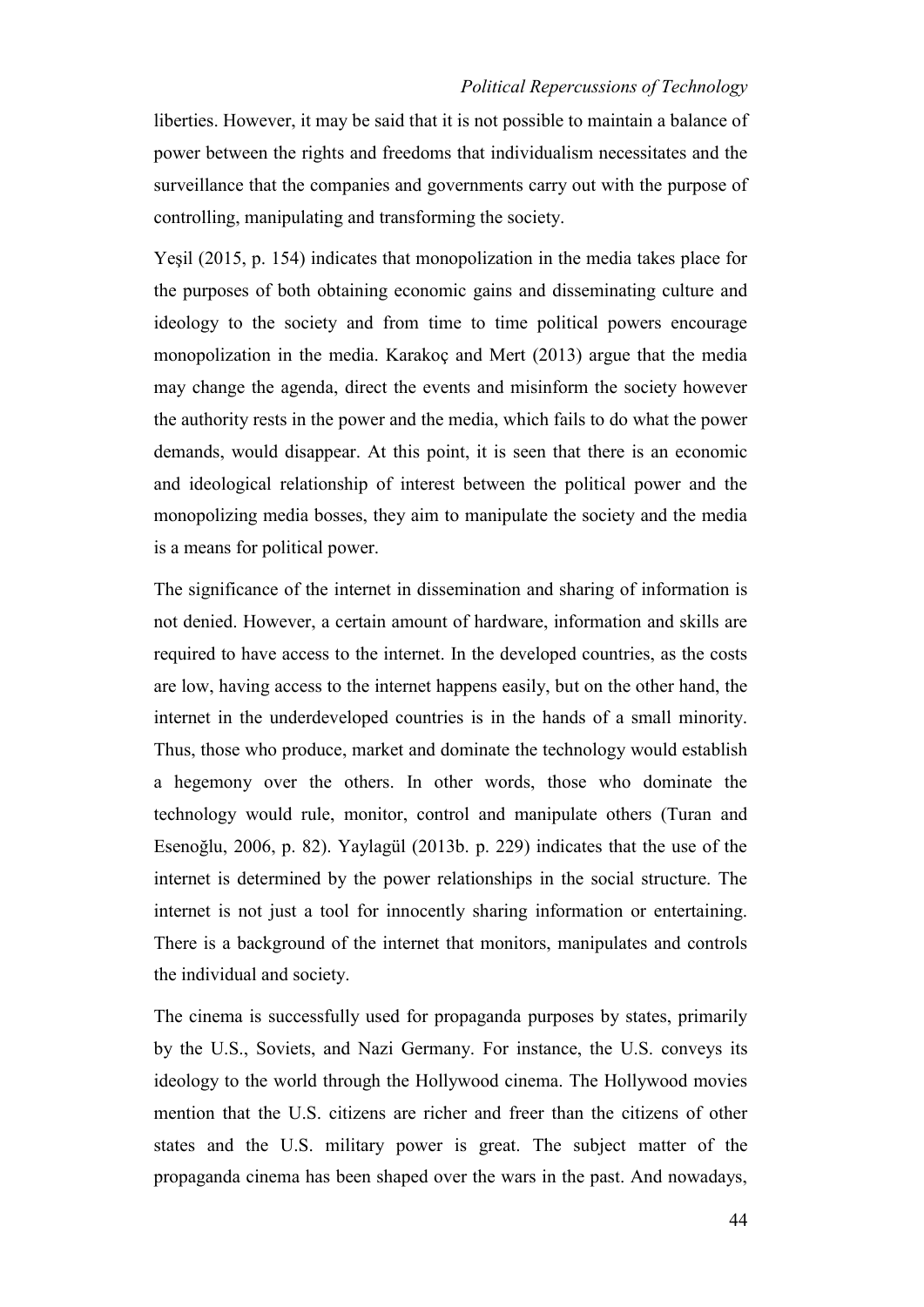liberties. However, it may be said that it is not possible to maintain a balance of power between the rights and freedoms that individualism necessitates and the surveillance that the companies and governments carry out with the purpose of controlling, manipulating and transforming the society.

Yeşil (2015, p. 154) indicates that monopolization in the media takes place for the purposes of both obtaining economic gains and disseminating culture and ideology to the society and from time to time political powers encourage monopolization in the media. Karakoç and Mert (2013) argue that the media may change the agenda, direct the events and misinform the society however the authority rests in the power and the media, which fails to do what the power demands, would disappear. At this point, it is seen that there is an economic and ideological relationship of interest between the political power and the monopolizing media bosses, they aim to manipulate the society and the media is a means for political power.

The significance of the internet in dissemination and sharing of information is not denied. However, a certain amount of hardware, information and skills are required to have access to the internet. In the developed countries, as the costs are low, having access to the internet happens easily, but on the other hand, the internet in the underdeveloped countries is in the hands of a small minority. Thus, those who produce, market and dominate the technology would establish a hegemony over the others. In other words, those who dominate the technology would rule, monitor, control and manipulate others (Turan and Esenoğlu, 2006, p. 82). Yaylagül (2013b. p. 229) indicates that the use of the internet is determined by the power relationships in the social structure. The internet is not just a tool for innocently sharing information or entertaining. There is a background of the internet that monitors, manipulates and controls the individual and society.

The cinema is successfully used for propaganda purposes by states, primarily by the U.S., Soviets, and Nazi Germany. For instance, the U.S. conveys its ideology to the world through the Hollywood cinema. The Hollywood movies mention that the U.S. citizens are richer and freer than the citizens of other states and the U.S. military power is great. The subject matter of the propaganda cinema has been shaped over the wars in the past. And nowadays,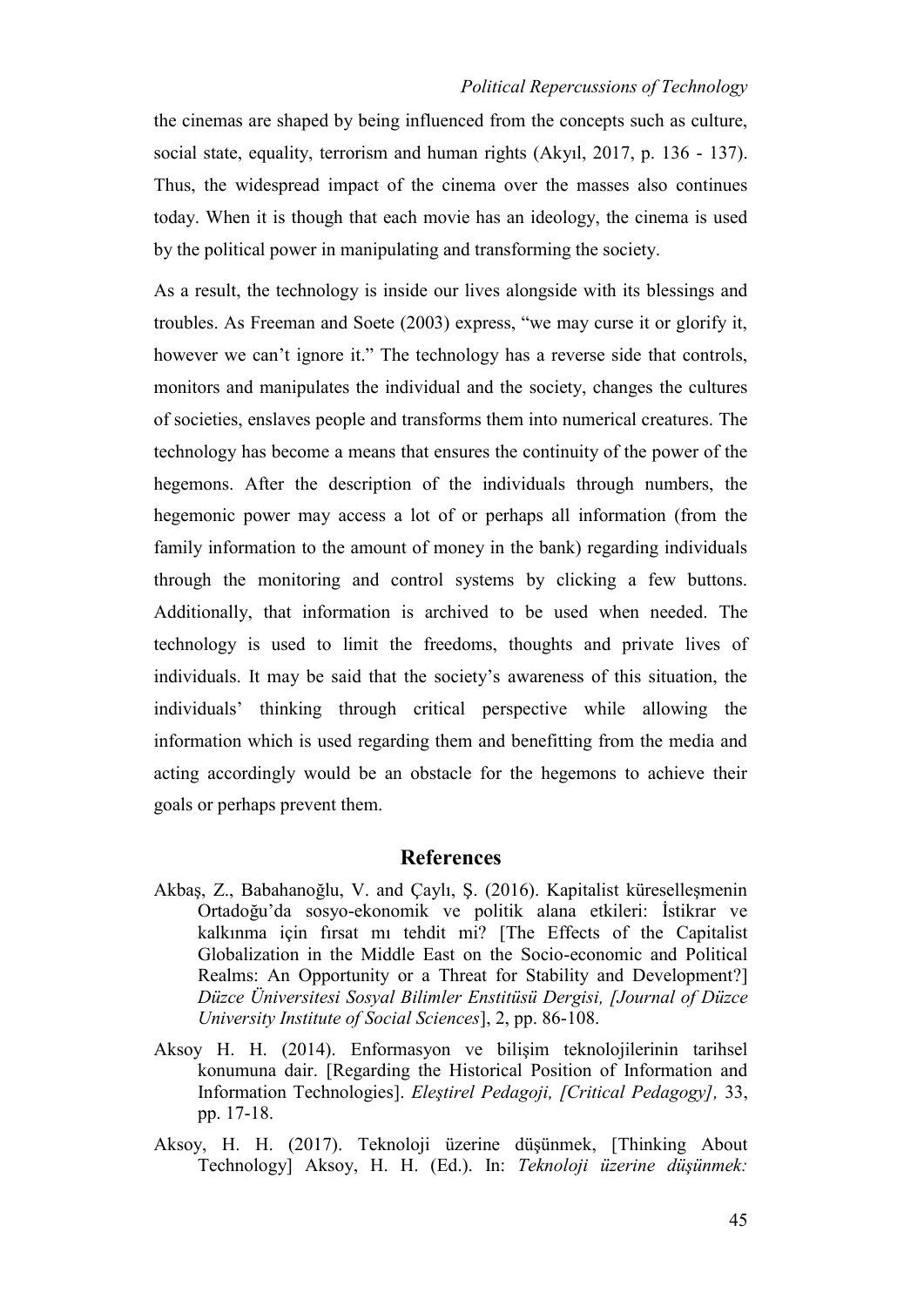the cinemas are shaped by being influenced from the concepts such as culture, social state, equality, terrorism and human rights (Akyıl, 2017, p. 136 - 137). Thus, the widespread impact of the cinema over the masses also continues today. When it is though that each movie has an ideology, the cinema is used by the political power in manipulating and transforming the society.

As a result, the technology is inside our lives alongside with its blessings and troubles. As Freeman and Soete (2003) express, "we may curse it or glorify it, however we can't ignore it." The technology has a reverse side that controls, monitors and manipulates the individual and the society, changes the cultures of societies, enslaves people and transforms them into numerical creatures. The technology has become a means that ensures the continuity of the power of the hegemons. After the description of the individuals through numbers, the hegemonic power may access a lot of or perhaps all information (from the family information to the amount of money in the bank) regarding individuals through the monitoring and control systems by clicking a few buttons. Additionally, that information is archived to be used when needed. The technology is used to limit the freedoms, thoughts and private lives of individuals. It may be said that the society's awareness of this situation, the individuals' thinking through critical perspective while allowing the information which is used regarding them and benefitting from the media and acting accordingly would be an obstacle for the hegemons to achieve their goals or perhaps prevent them.

## References

Akbaş, Z., Babahanoğlu, V. and Çaylı, Ş. (2016). Kapitalist küreselleşmenin Ortadoğu'da sosyo-ekonomik ve politik alana etkileri: İstikrar ve kalkınma için fırsat mı tehdit mi? [The Effects of the Capitalist Globalization in the Middle East on the Socio-economic and Political Realms: An Opportunity or a Threat for Stability and Development?] *Düzce Üniversitesi Sosyal Bilimler Enstitüsü Dergisi, [Journal of Düzce University Institute of Social Sciences*], 2, pp. 86-108.

Aksoy H. H. (2014). Enformasyon ve bilişim teknolojilerinin tarihsel konumuna dair. [Regarding the Historical Position of Information and Information Technologies]. *Eleştirel Pedagoji, [Critical Pedagogy],* 33, pp. 17-18.

Aksoy, H. H. (2017). Teknoloji üzerine düşünmek, [Thinking About Technology] Aksoy, H. H. (Ed.). In: *Teknoloji üzerine düşünmek:*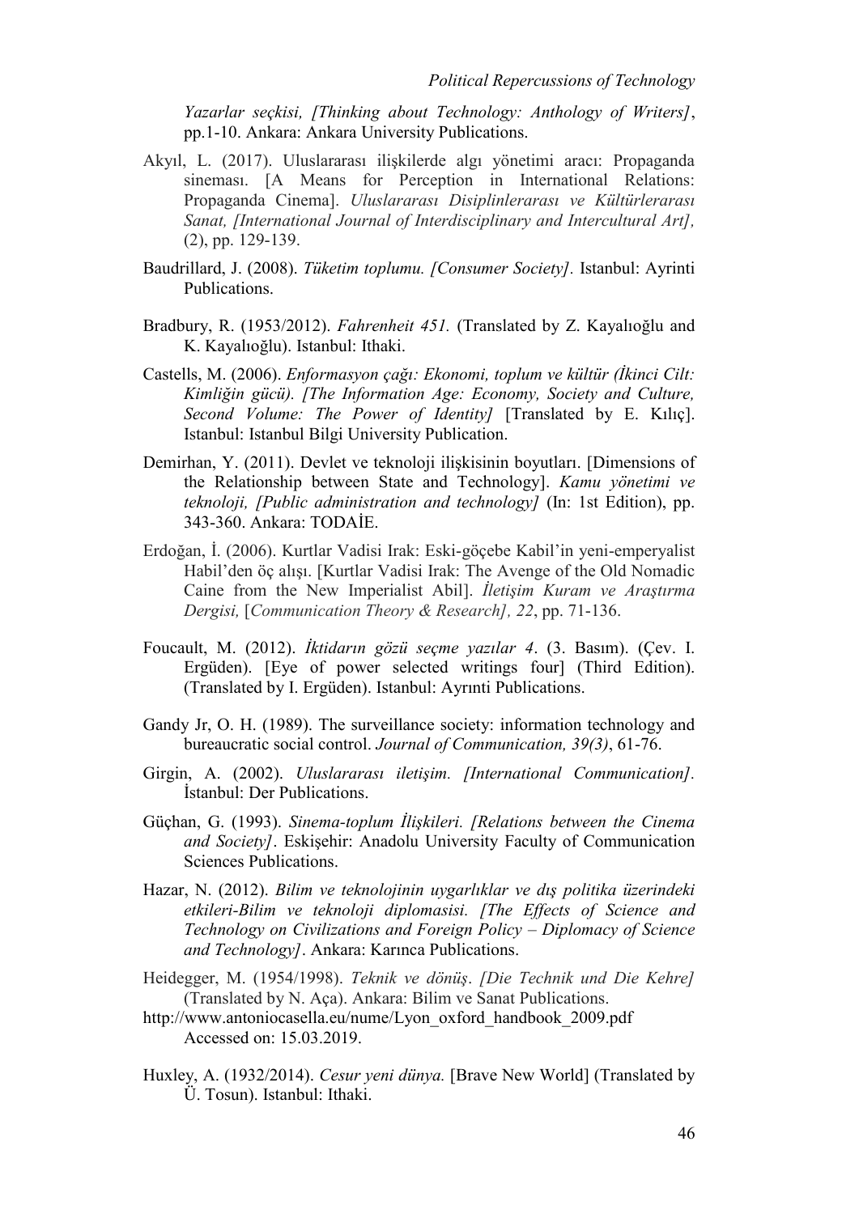*Yazarlar seçkisi, [Thinking about Technology: Anthology of Writers]*, pp.1-10. Ankara: Ankara University Publications.

Akyıl, L. (2017). Uluslararası ilişkilerde algı yönetimi aracı: Propaganda sineması. [A Means for Perception in International Relations: Propaganda Cinema]. *Uluslararası Disiplinlerarası ve Kültürlerarası Sanat, [International Journal of Interdisciplinary and Intercultural Art],* (2), pp. 129-139.

Baudrillard, J. (2008). *Tüketim toplumu. [Consumer Society].* Istanbul: Ayrinti Publications.

Bradbury, R. (1953/2012). *Fahrenheit 451.* (Translated by Z. Kayalıoğlu and K. Kayalıoğlu). Istanbul: Ithaki.

Castells, M. (2006). *Enformasyon çağı: Ekonomi, toplum ve kültür (İkinci Cilt: Kimliğin gücü). [The Information Age: Economy, Society and Culture, Second Volume: The Power of Identity]* [Translated by E. Kılıç]. Istanbul: Istanbul Bilgi University Publication.

Demirhan, Y. (2011). Devlet ve teknoloji ilişkisinin boyutları. [Dimensions of the Relationship between State and Technology]. *Kamu yönetimi ve teknoloji, [Public administration and technology]* (In: 1st Edition), pp. 343-360. Ankara: TODAİE.

Erdoğan, İ. (2006). Kurtlar Vadisi Irak: Eski-göçebe Kabil'in yeni-emperyalist Habil'den öç alışı. [Kurtlar Vadisi Irak: The Avenge of the Old Nomadic Caine from the New Imperialist Abil]. *İletişim Kuram ve Araştırma Dergisi,* [*Communication Theory & Research], 22*, pp. 71-136.

Foucault, M. (2012). *İktidarın gözü seçme yazılar 4*. (3. Basım). (Çev. I. Ergüden). [Eye of power selected writings four] (Third Edition). (Translated by I. Ergüden). Istanbul: Ayrıntı Publications.

Gandy Jr, O. H. (1989). The surveillance society: information technology and bureaucratic social control. *Journal of Communication, 39(3)*, 61-76.

Girgin, A. (2002). *Uluslararası iletişim. [International Communication].* İstanbul: Der Publications.

Güçhan, G. (1993). *Sinema-toplum İlişkileri. [Relations between the Cinema and Society]*. Eskişehir: Anadolu University Faculty of Communication Sciences Publications.

Hazar, N. (2012). *Bilim ve teknolojinin uygarlıklar ve dış politika üzerindeki etkileri-Bilim ve teknoloji diplomasisi. [The Effects of Science and Technology on Civilizations and Foreign Policy – Diplomacy of Science and Technology]*. Ankara: Karınca Publications.

Heidegger, M. (1954/1998). *Teknik ve dönüş. [Die Technik und Die Kehre]* (Translated by N. Aça). Ankara: Bilim ve Sanat Publications.

http://www.antoniocasella.eu/nume/Lyon_oxford_handbook_2009.pdf Accessed on: 15.03.2019.

Huxley, A. (1932/2014). *Cesur yeni dünya.* [Brave New World] (Translated by Ü. Tosun). Istanbul: Ithaki.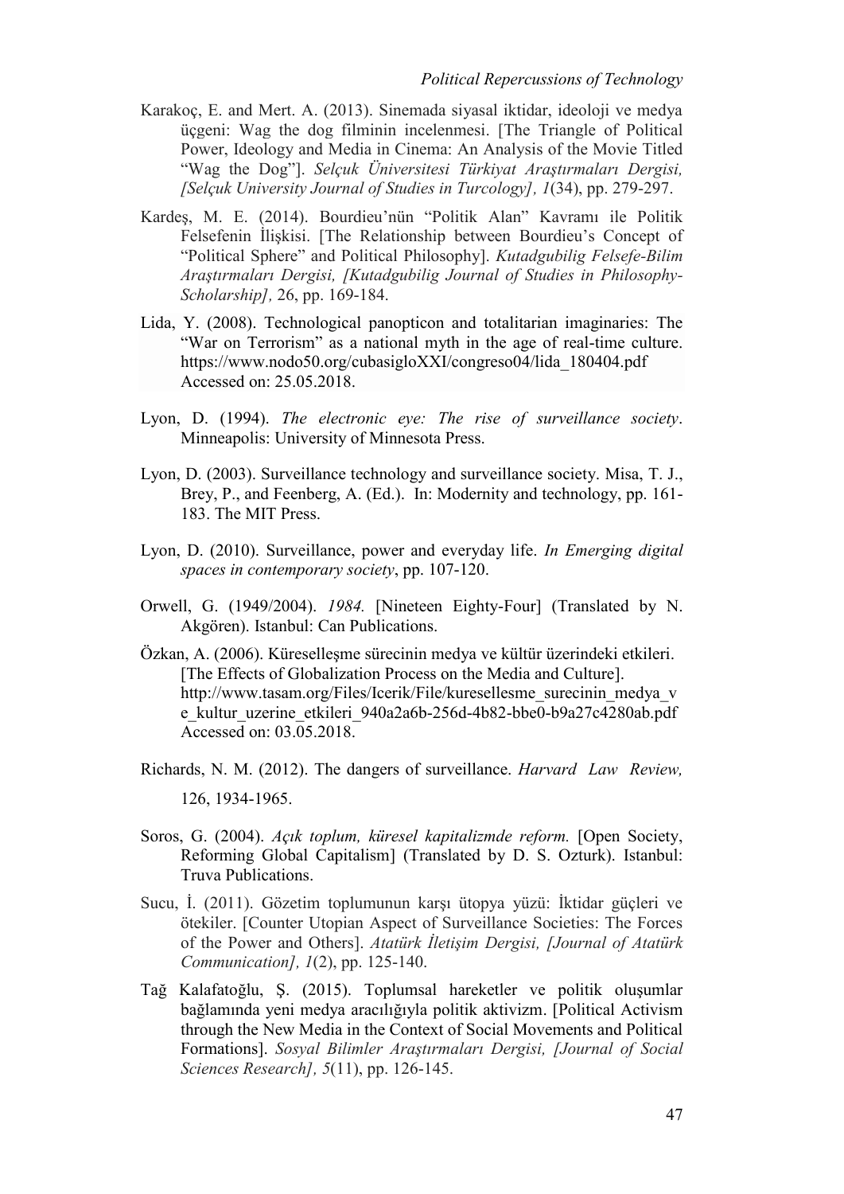Karakoç, E. and Mert. A. (2013). Sinemada siyasal iktidar, ideoloji ve medya üçgeni: Wag the dog filminin incelenmesi. [The Triangle of Political Power, Ideology and Media in Cinema: An Analysis of the Movie Titled "Wag the Dog"]. *Selçuk Üniversitesi Türkiyat Araştırmaları Dergisi, [Selçuk University Journal of Studies in Turcology], 1*(34), pp. 279-297.

Kardeş, M. E. (2014). Bourdieu'nün "Politik Alan" Kavramı ile Politik Felsefenin İlişkisi. [The Relationship between Bourdieu's Concept of "Political Sphere" and Political Philosophy]. *Kutadgubilig Felsefe-Bilim Araştırmaları Dergisi, [Kutadgubilig Journal of Studies in Philosophy-Scholarship],* 26, pp. 169-184.

Lida, Y. (2008). Technological panopticon and totalitarian imaginaries: The "War on Terrorism" as a national myth in the age of real-time culture. https://www.nodo50.org/cubasigloXXI/congreso04/lida_180404.pdf Accessed on: 25.05.2018.

Lyon, D. (1994). *The electronic eye: The rise of surveillance society*. Minneapolis: University of Minnesota Press.

Lyon, D. (2003). Surveillance technology and surveillance society. Misa, T. J., Brey, P., and Feenberg, A. (Ed.). In: Modernity and technology, pp. 161-183. The MIT Press.

Lyon, D. (2010). Surveillance, power and everyday life. *In Emerging digital spaces in contemporary society*, pp. 107-120.

Orwell, G. (1949/2004). *1984.* [Nineteen Eighty-Four] (Translated by N. Akgören). Istanbul: Can Publications.

Özkan, A. (2006). Küreselleşme sürecinin medya ve kültür üzerindeki etkileri. [The Effects of Globalization Process on the Media and Culture]. http://www.tasam.org/Files/Icerik/File/kuresellesme_surecinin_medya_ve_kultur_uzerine_etkileri_940a2a6b-256d-4b82-bbe0-b9a27c4280ab.pdf Accessed on: 03.05.2018.

Richards, N. M. (2012). The dangers of surveillance. *Harvard Law Review,* 126, 1934-1965.

Soros, G. (2004). *Açık toplum, küresel kapitalizmde reform.* [Open Society, Reforming Global Capitalism] (Translated by D. S. Ozturk). Istanbul: Truva Publications.

Sucu, İ. (2011). Gözetim toplumunun karşı ütopya yüzü: İktidar güçleri ve ötekiler. [Counter Utopian Aspect of Surveillance Societies: The Forces of the Power and Others]. *Atatürk İletişim Dergisi, [Journal of Atatürk Communication], 1*(2), pp. 125-140.

Tağ Kalafatoğlu, Ş. (2015). Toplumsal hareketler ve politik oluşumlar bağlamında yeni medya aracılığıyla politik aktivizm. [Political Activism through the New Media in the Context of Social Movements and Political Formations]. *Sosyal Bilimler Araştırmaları Dergisi, [Journal of Social Sciences Research], 5*(11), pp. 126-145.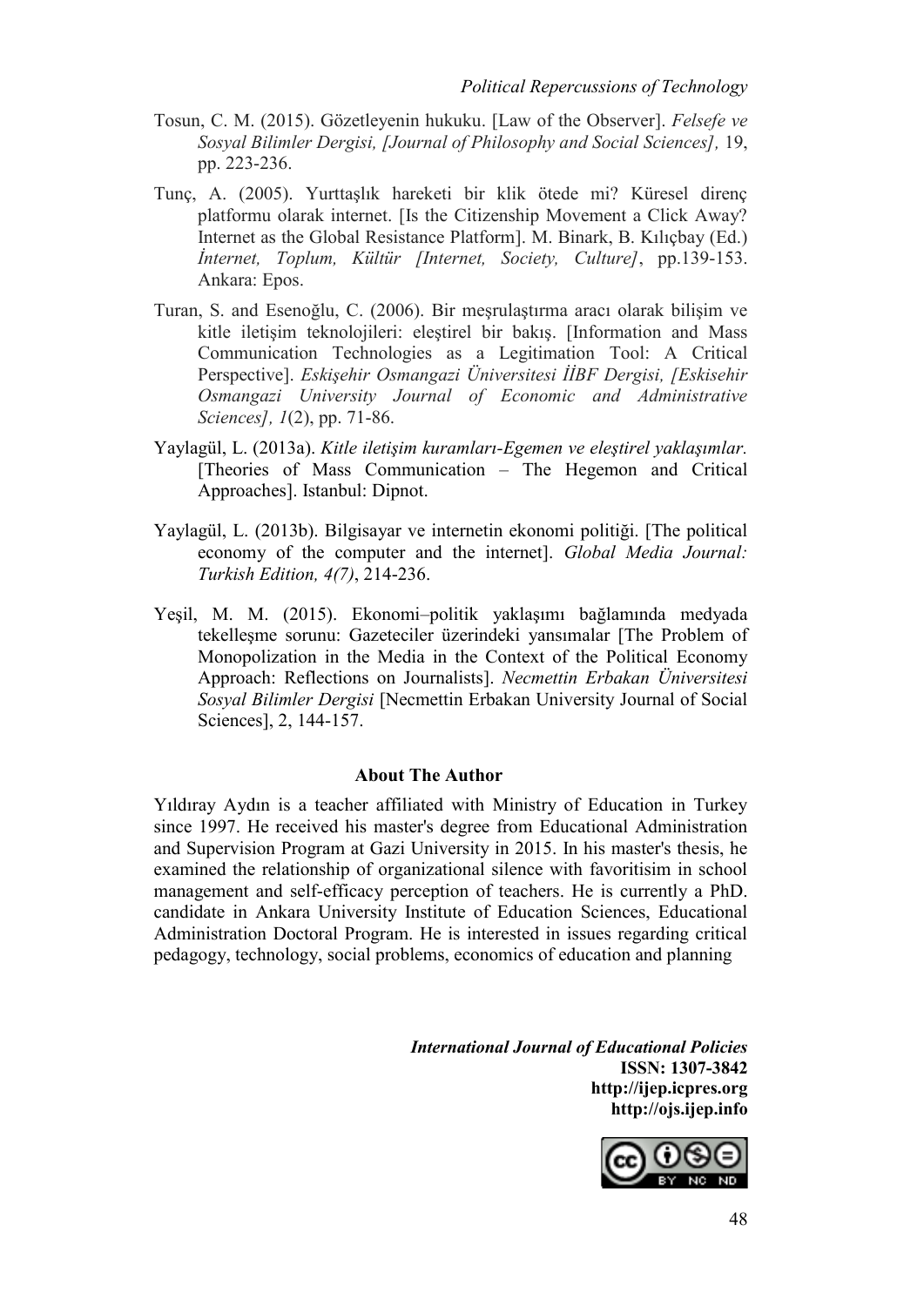Tosun, C. M. (2015). Gözetleyenin hukuku. [Law of the Observer]. *Felsefe ve Sosyal Bilimler Dergisi, [Journal of Philosophy and Social Sciences],* 19, pp. 223-236.

Tunç, A. (2005). Yurttaşlık hareketi bir klik ötede mi? Küresel direnç platformu olarak internet. [Is the Citizenship Movement a Click Away? Internet as the Global Resistance Platform]. M. Binark, B. Kılıçbay (Ed.) *İnternet, Toplum, Kültür [Internet, Society, Culture]*, pp.139-153. Ankara: Epos.

Turan, S. and Esenoğlu, C. (2006). Bir meşrulaştırma aracı olarak bilişim ve kitle iletişim teknolojileri: eleştirel bir bakış. [Information and Mass Communication Technologies as a Legitimation Tool: A Critical Perspective]. *Eskişehir Osmangazi Üniversitesi İİBF Dergisi, [Eskisehir Osmangazi University Journal of Economic and Administrative Sciences], 1*(2), pp. 71-86.

Yaylagül, L. (2013a). *Kitle iletişim kuramları-Egemen ve eleştirel yaklaşımlar.* [Theories of Mass Communication – The Hegemon and Critical Approaches]. Istanbul: Dipnot.

Yaylagül, L. (2013b). Bilgisayar ve internetin ekonomi politiği. [The political economy of the computer and the internet]. *Global Media Journal: Turkish Edition, 4(7)*, 214-236.

Yeşil, M. M. (2015). Ekonomi–politik yaklaşımı bağlamında medyada tekelleşme sorunu: Gazeteciler üzerindeki yansımalar [The Problem of Monopolization in the Media in the Context of the Political Economy Approach: Reflections on Journalists]. *Necmettin Erbakan Üniversitesi Sosyal Bilimler Dergisi* [Necmettin Erbakan University Journal of Social Sciences], 2, 144-157.

**About The Author**

Yıldıray Aydın is a teacher affiliated with Ministry of Education in Turkey since 1997. He received his master's degree from Educational Administration and Supervision Program at Gazi University in 2015. In his master's thesis, he examined the relationship of organizational silence with favoritisim in school management and self-efficacy perception of teachers. He is currently a PhD. candidate in Ankara University Institute of Education Sciences, Educational Administration Doctoral Program. He is interested in issues regarding critical pedagogy, technology, social problems, economics of education and planning

***International Journal of Educational Policies***
**ISSN: 1307-3842**
**http://ijep.icpres.org**
**http://ojs.ijep.info**